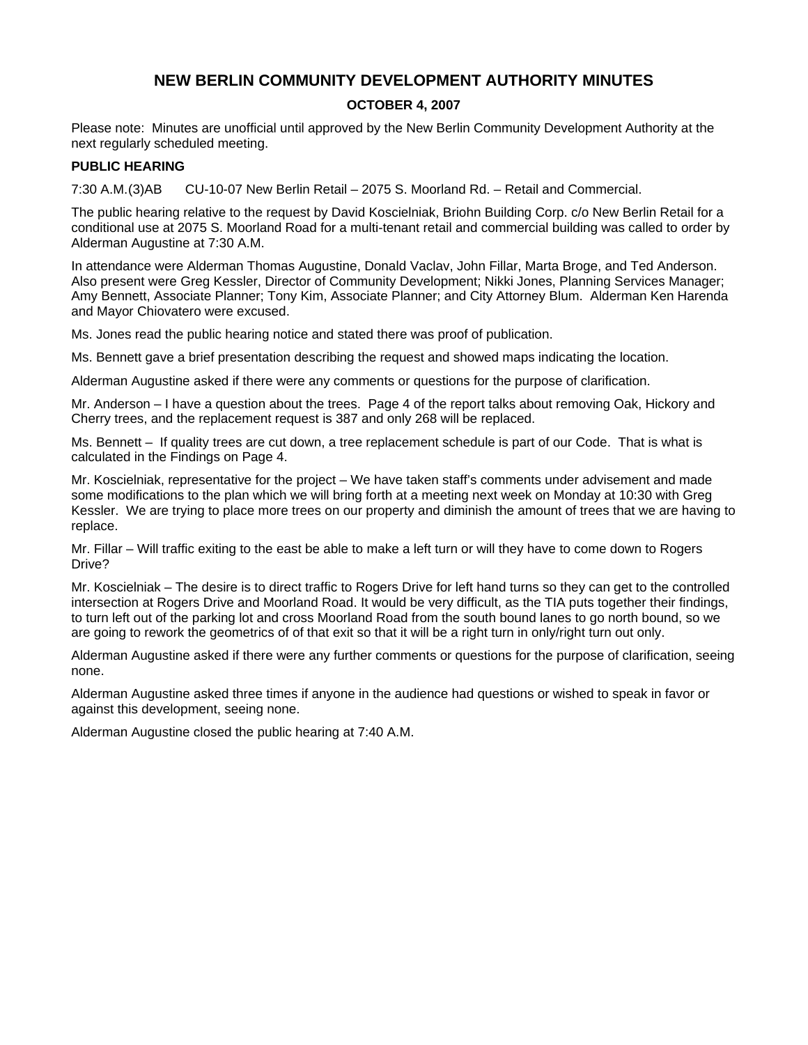# NEW BERLIN COMMUNITY DEVELOPMENT AUTHORITY MINUTES

**OCTOBER 4, 2007**

Please note: Minutes are unofficial until approved by the New Berlin Community Development Authority at the next regularly scheduled meeting.

**PUBLIC HEARING**

7:30 A.M.(3)AB CU-10-07 New Berlin Retail – 2075 S. Moorland Rd. – Retail and Commercial.

The public hearing relative to the request by David Koscielniak, Briohn Building Corp. c/o New Berlin Retail for a conditional use at 2075 S. Moorland Road for a multi-tenant retail and commercial building was called to order by Alderman Augustine at 7:30 A.M.

In attendance were Alderman Thomas Augustine, Donald Vaclav, John Fillar, Marta Broge, and Ted Anderson. Also present were Greg Kessler, Director of Community Development; Nikki Jones, Planning Services Manager; Amy Bennett, Associate Planner; Tony Kim, Associate Planner; and City Attorney Blum. Alderman Ken Harenda and Mayor Chiovatero were excused.

Ms. Jones read the public hearing notice and stated there was proof of publication.

Ms. Bennett gave a brief presentation describing the request and showed maps indicating the location.

Alderman Augustine asked if there were any comments or questions for the purpose of clarification.

Mr. Anderson – I have a question about the trees. Page 4 of the report talks about removing Oak, Hickory and Cherry trees, and the replacement request is 387 and only 268 will be replaced.

Ms. Bennett – If quality trees are cut down, a tree replacement schedule is part of our Code. That is what is calculated in the Findings on Page 4.

Mr. Koscielniak, representative for the project – We have taken staff's comments under advisement and made some modifications to the plan which we will bring forth at a meeting next week on Monday at 10:30 with Greg Kessler. We are trying to place more trees on our property and diminish the amount of trees that we are having to replace.

Mr. Fillar – Will traffic exiting to the east be able to make a left turn or will they have to come down to Rogers Drive?

Mr. Koscielniak – The desire is to direct traffic to Rogers Drive for left hand turns so they can get to the controlled intersection at Rogers Drive and Moorland Road. It would be very difficult, as the TIA puts together their findings, to turn left out of the parking lot and cross Moorland Road from the south bound lanes to go north bound, so we are going to rework the geometrics of of that exit so that it will be a right turn in only/right turn out only.

Alderman Augustine asked if there were any further comments or questions for the purpose of clarification, seeing none.

Alderman Augustine asked three times if anyone in the audience had questions or wished to speak in favor or against this development, seeing none.

Alderman Augustine closed the public hearing at 7:40 A.M.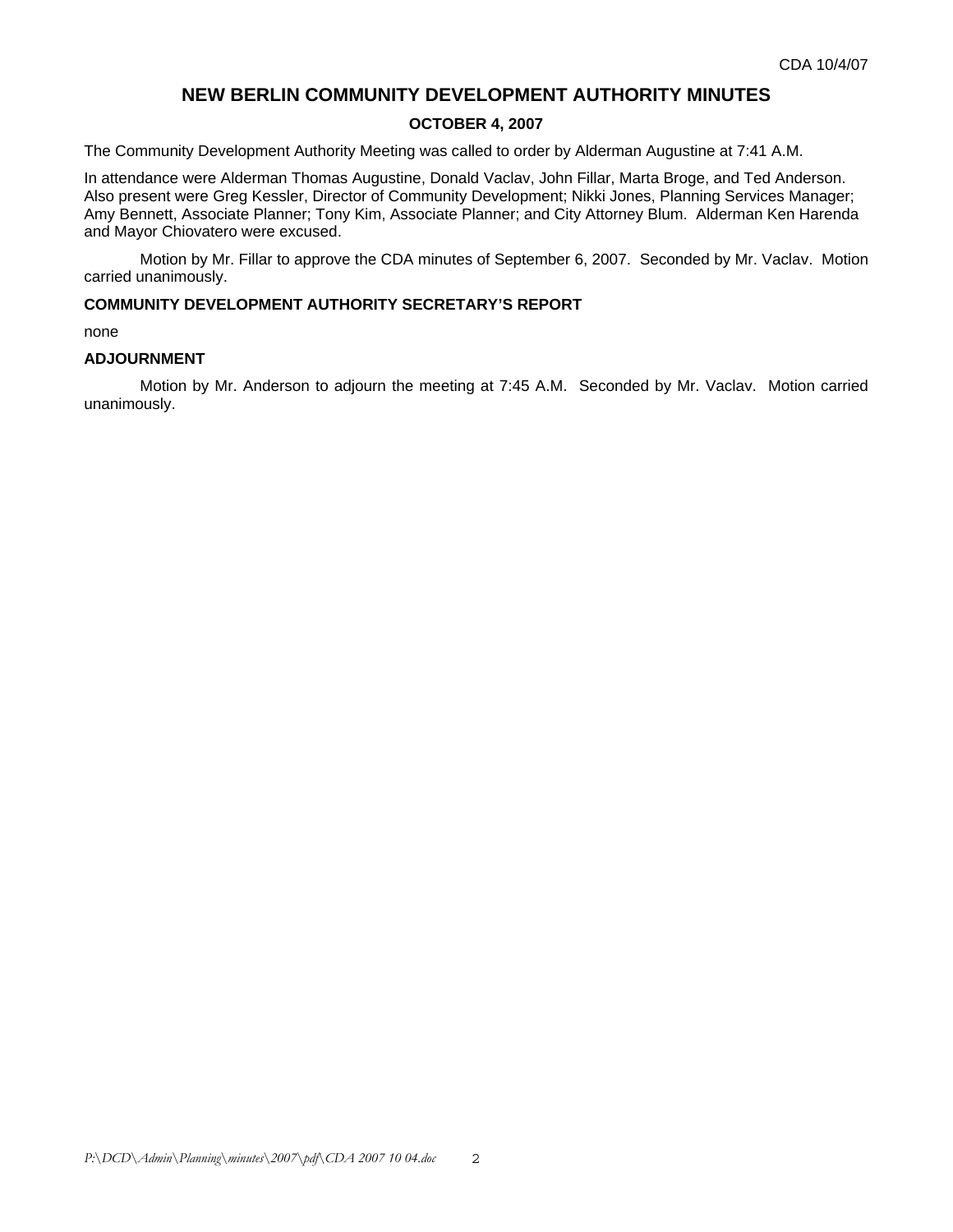# NEW BERLIN COMMUNITY DEVELOPMENT AUTHORITY MINUTES

**OCTOBER 4, 2007**

The Community Development Authority Meeting was called to order by Alderman Augustine at 7:41 A.M.

In attendance were Alderman Thomas Augustine, Donald Vaclav, John Fillar, Marta Broge, and Ted Anderson. Also present were Greg Kessler, Director of Community Development; Nikki Jones, Planning Services Manager; Amy Bennett, Associate Planner; Tony Kim, Associate Planner; and City Attorney Blum. Alderman Ken Harenda and Mayor Chiovatero were excused.

Motion by Mr. Fillar to approve the CDA minutes of September 6, 2007. Seconded by Mr. Vaclav. Motion carried unanimously.

## COMMUNITY DEVELOPMENT AUTHORITY SECRETARY'S REPORT

none

## ADJOURNMENT

Motion by Mr. Anderson to adjourn the meeting at 7:45 A.M. Seconded by Mr. Vaclav. Motion carried unanimously.

*P:\DCD\Admin\Planning\minutes\2007\pdf\CDA 2007 10 04.doc*